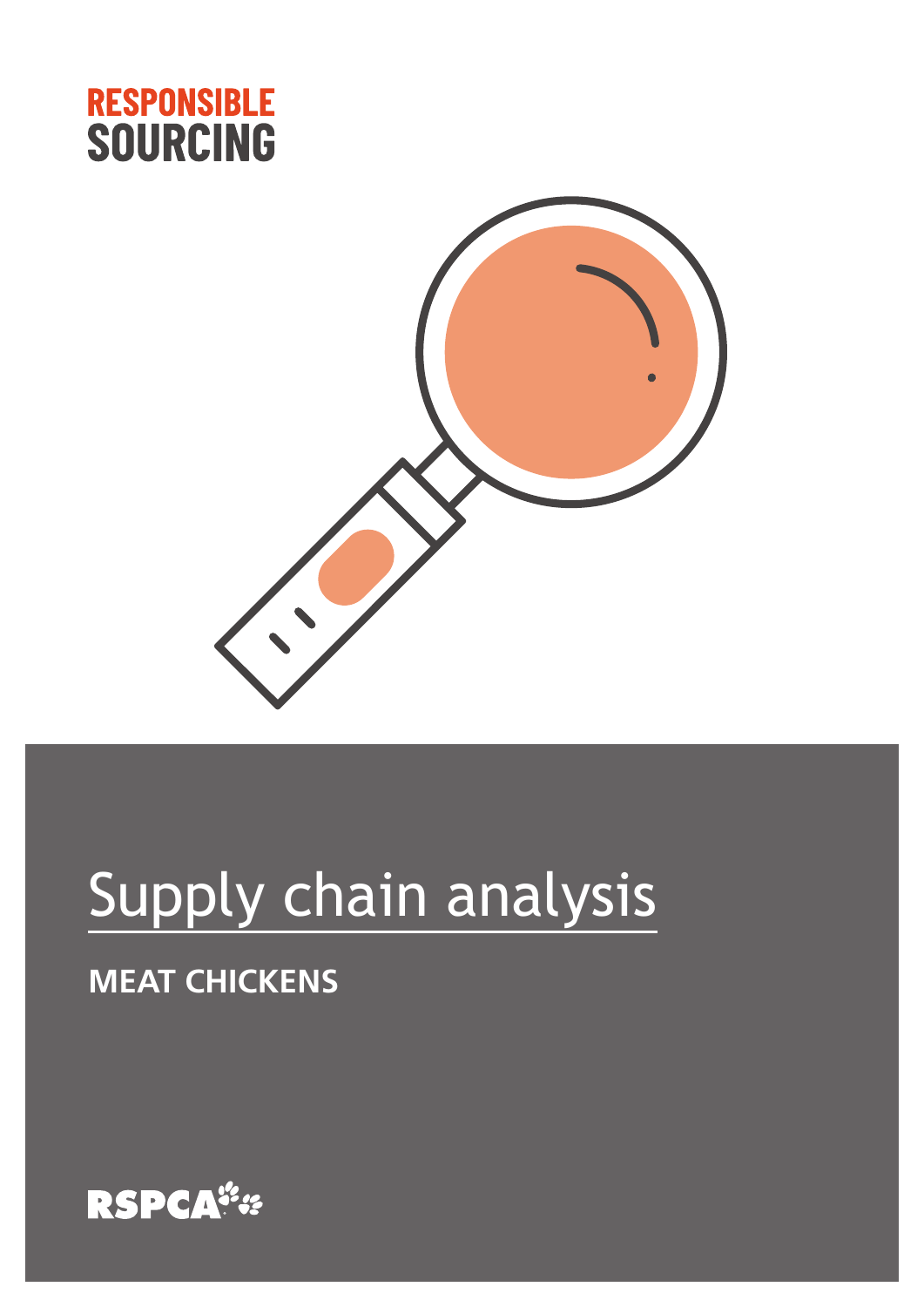**RESPONSIBLE SOURCING**

# Supply chain analysis

## MEAT CHICKENS

RSPCA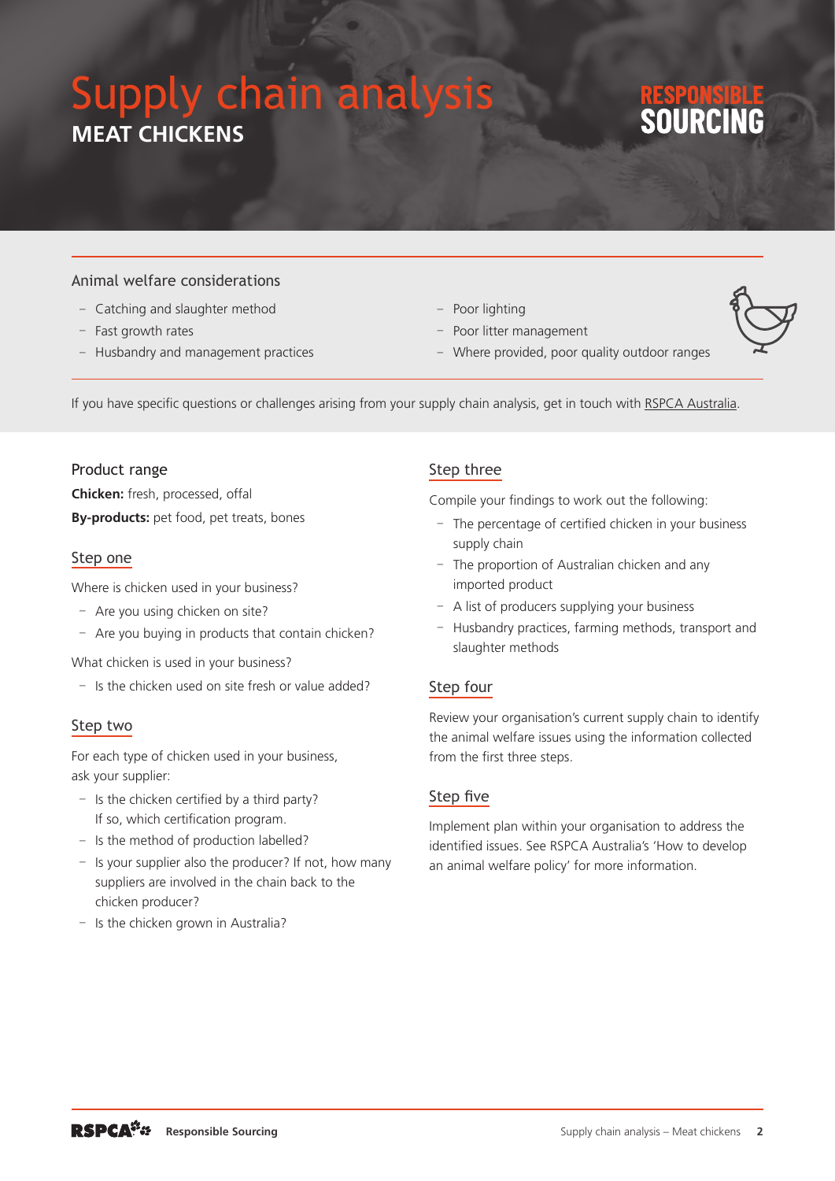# Supply chain analysis

## MEAT CHICKENS

RESPONSIBLE SOURCING

### Animal welfare considerations

- Catching and slaughter method
- Fast growth rates
- Husbandry and management practices
- Poor lighting
- Poor litter management
- Where provided, poor quality outdoor ranges

If you have specific questions or challenges arising from your supply chain analysis, get in touch with RSPCA Australia.

### Product range

**Chicken:** fresh, processed, offal

**By-products:** pet food, pet treats, bones

### Step one

Where is chicken used in your business?

- Are you using chicken on site?
- Are you buying in products that contain chicken?

What chicken is used in your business?

- Is the chicken used on site fresh or value added?

### Step two

For each type of chicken used in your business, ask your supplier:

- Is the chicken certified by a third party? If so, which certification program.
- Is the method of production labelled?
- Is your supplier also the producer? If not, how many suppliers are involved in the chain back to the chicken producer?
- Is the chicken grown in Australia?

### Step three

Compile your findings to work out the following:

- The percentage of certified chicken in your business supply chain
- The proportion of Australian chicken and any imported product
- A list of producers supplying your business
- Husbandry practices, farming methods, transport and slaughter methods

### Step four

Review your organisation's current supply chain to identify the animal welfare issues using the information collected from the first three steps.

### Step five

Implement plan within your organisation to address the identified issues. See RSPCA Australia's 'How to develop an animal welfare policy' for more information.